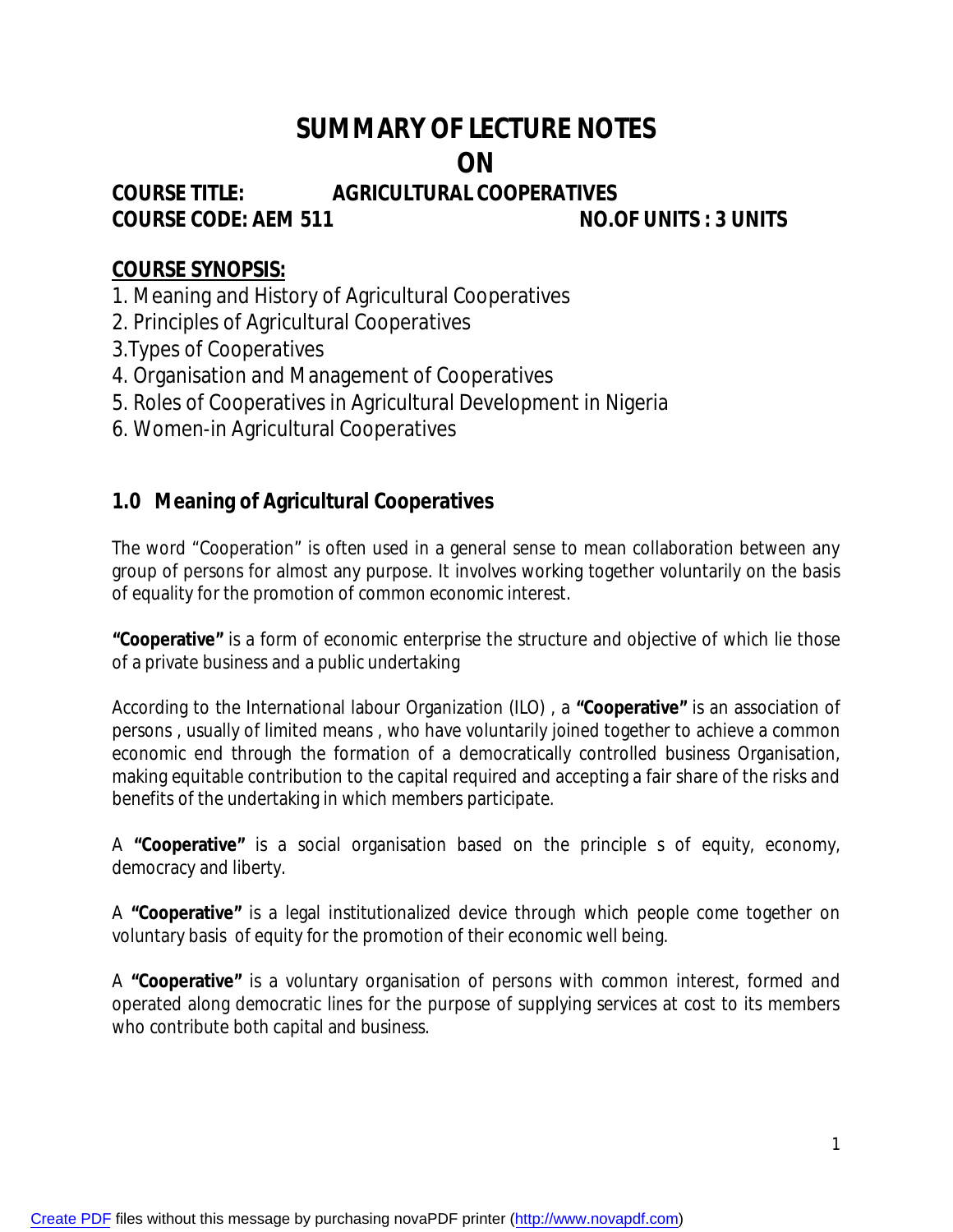# SUMMARY OF LECTURE NOTES ON

**COURSE TITLE:** AGRICULTURAL COOPERATIVES
**COURSE CODE: AEM 511** **NO.OF UNITS : 3 UNITS**

## COURSE SYNOPSIS:

1. Meaning and History of Agricultural Cooperatives
2. Principles of Agricultural Cooperatives
3. Types of Cooperatives
4. Organisation and Management of Cooperatives
5. Roles of Cooperatives in Agricultural Development in Nigeria
6. Women-in Agricultural Cooperatives

## 1.0 Meaning of Agricultural Cooperatives

The word "Cooperation" is often used in a general sense to mean collaboration between any group of persons for almost any purpose. It involves working together voluntarily on the basis of equality for the promotion of common economic interest.

**"Cooperative"** is a form of economic enterprise the structure and objective of which lie those of a private business and a public undertaking

According to the International labour Organization (ILO) , a **"Cooperative"** is an association of persons , usually of limited means , who have voluntarily joined together to achieve a common economic end through the formation of a democratically controlled business Organisation, making equitable contribution to the capital required and accepting a fair share of the risks and benefits of the undertaking in which members participate.

A **"Cooperative"** is a social organisation based on the principle s of equity, economy, democracy and liberty.

A **"Cooperative"** is a legal institutionalized device through which people come together on voluntary basis of equity for the promotion of their economic well being.

A **"Cooperative"** is a voluntary organisation of persons with common interest, formed and operated along democratic lines for the purpose of supplying services at cost to its members who contribute both capital and business.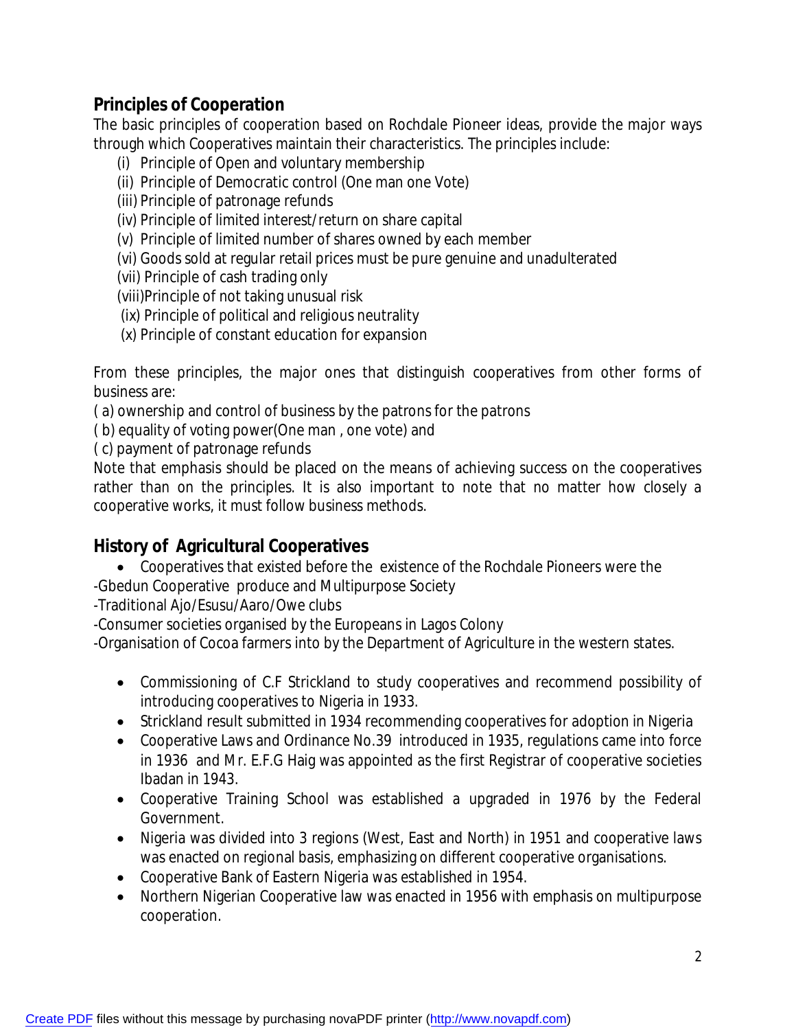## Principles of Cooperation

The basic principles of cooperation based on Rochdale Pioneer ideas, provide the major ways through which Cooperatives maintain their characteristics. The principles include:

(i) Principle of Open and voluntary membership
(ii) Principle of Democratic control (One man one Vote)
(iii) Principle of patronage refunds
(iv) Principle of limited interest/return on share capital
(v) Principle of limited number of shares owned by each member
(vi) Goods sold at regular retail prices must be pure genuine and unadulterated
(vii) Principle of cash trading only
(viii) Principle of not taking unusual risk
(ix) Principle of political and religious neutrality
(x) Principle of constant education for expansion

From these principles, the major ones that distinguish cooperatives from other forms of business are:

( a) ownership and control of business by the patrons for the patrons
( b) equality of voting power(One man , one vote) and
( c) payment of patronage refunds

Note that emphasis should be placed on the means of achieving success on the cooperatives rather than on the principles. It is also important to note that no matter how closely a cooperative works, it must follow business methods.

## History of Agricultural Cooperatives

- Cooperatives that existed before the existence of the Rochdale Pioneers were the

-Gbedun Cooperative produce and Multipurpose Society
-Traditional Ajo/Esusu/Aaro/Owe clubs
-Consumer societies organised by the Europeans in Lagos Colony
-Organisation of Cocoa farmers into by the Department of Agriculture in the western states.

- Commissioning of C.F Strickland to study cooperatives and recommend possibility of introducing cooperatives to Nigeria in 1933.
- Strickland result submitted in 1934 recommending cooperatives for adoption in Nigeria
- Cooperative Laws and Ordinance No.39 introduced in 1935, regulations came into force in 1936 and Mr. E.F.G Haig was appointed as the first Registrar of cooperative societies Ibadan in 1943.
- Cooperative Training School was established a upgraded in 1976 by the Federal Government.
- Nigeria was divided into 3 regions (West, East and North) in 1951 and cooperative laws was enacted on regional basis, emphasizing on different cooperative organisations.
- Cooperative Bank of Eastern Nigeria was established in 1954.
- Northern Nigerian Cooperative law was enacted in 1956 with emphasis on multipurpose cooperation.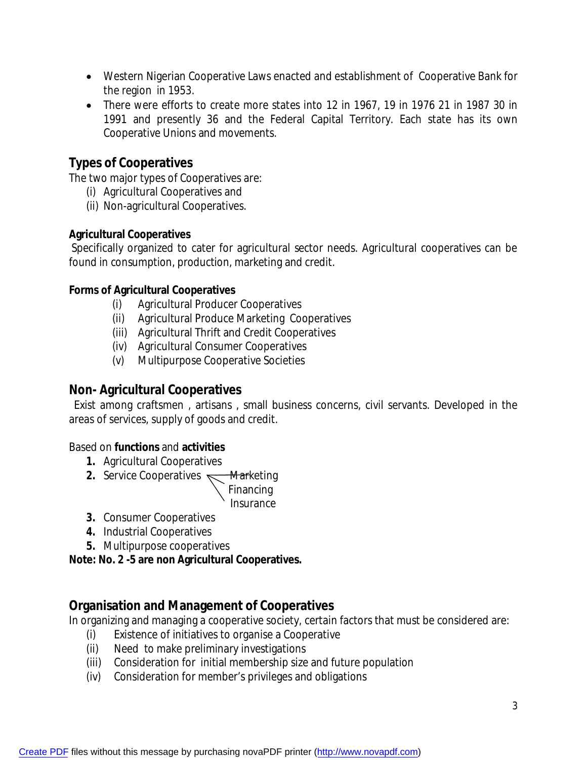- Western Nigerian Cooperative Laws enacted and establishment of Cooperative Bank for the region in 1953.
- There were efforts to create more states into 12 in 1967, 19 in 1976 21 in 1987 30 in 1991 and presently 36 and the Federal Capital Territory. Each state has its own Cooperative Unions and movements.

## Types of Cooperatives

The two major types of Cooperatives are:

(i) Agricultural Cooperatives and
(ii) Non-agricultural Cooperatives.

**Agricultural Cooperatives**

Specifically organized to cater for agricultural sector needs. Agricultural cooperatives can be found in consumption, production, marketing and credit.

**Forms of Agricultural Cooperatives**

(i) Agricultural Producer Cooperatives
(ii) Agricultural Produce Marketing Cooperatives
(iii) Agricultural Thrift and Credit Cooperatives
(iv) Agricultural Consumer Cooperatives
(v) Multipurpose Cooperative Societies

## Non- Agricultural Cooperatives

Exist among craftsmen , artisans , small business concerns, civil servants. Developed in the areas of services, supply of goods and credit.

Based on **functions** and **activities**

1. Agricultural Cooperatives
2. Service Cooperatives
   - Marketing
   - Financing
   - Insurance
3. Consumer Cooperatives
4. Industrial Cooperatives
5. Multipurpose cooperatives

**Note: No. 2 -5 are non Agricultural Cooperatives.**

## Organisation and Management of Cooperatives

In organizing and managing a cooperative society, certain factors that must be considered are:

(i) Existence of initiatives to organise a Cooperative
(ii) Need to make preliminary investigations
(iii) Consideration for initial membership size and future population
(iv) Consideration for member's privileges and obligations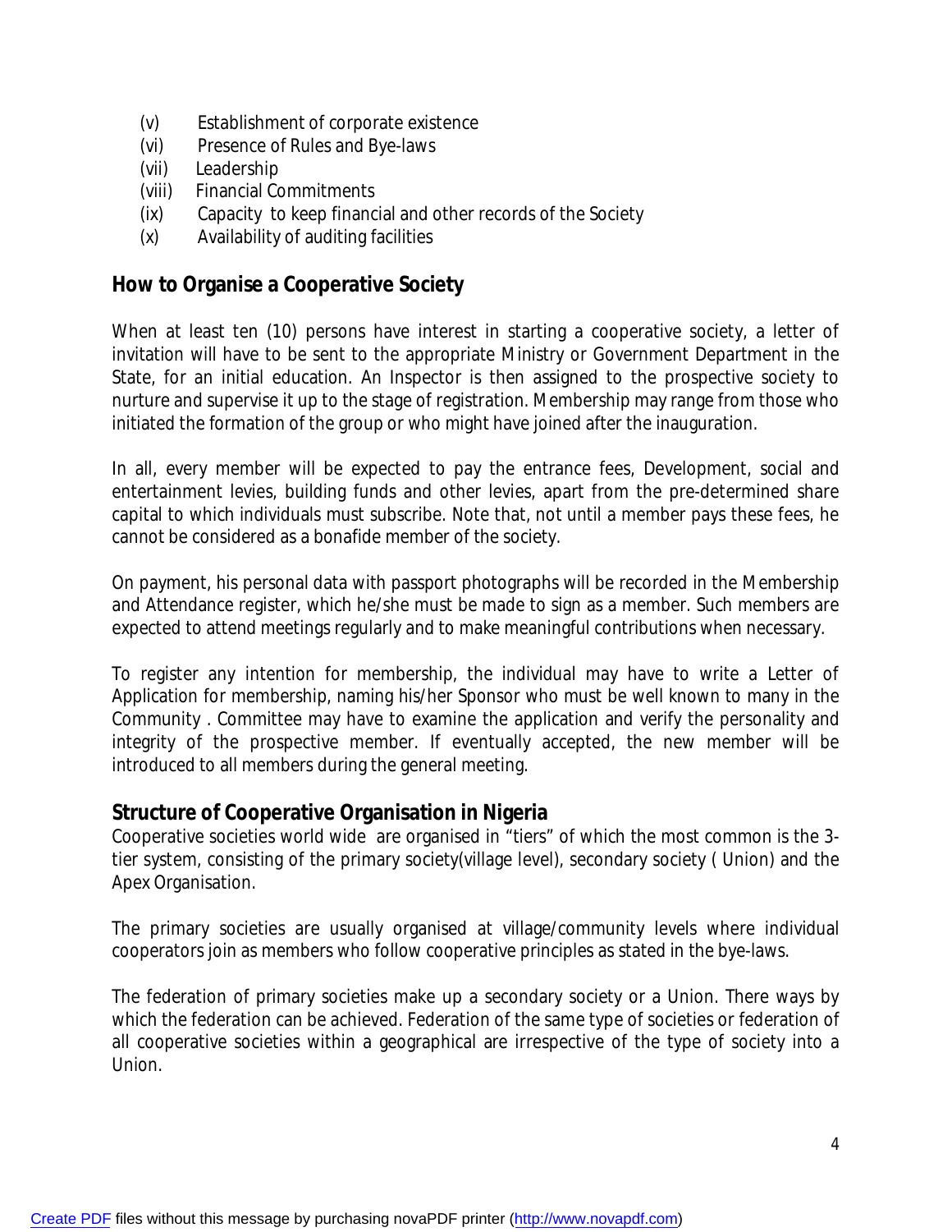(v) Establishment of corporate existence
(vi) Presence of Rules and Bye-laws
(vii) Leadership
(viii) Financial Commitments
(ix) Capacity to keep financial and other records of the Society
(x) Availability of auditing facilities

## How to Organise a Cooperative Society

When at least ten (10) persons have interest in starting a cooperative society, a letter of invitation will have to be sent to the appropriate Ministry or Government Department in the State, for an initial education. An Inspector is then assigned to the prospective society to nurture and supervise it up to the stage of registration. Membership may range from those who initiated the formation of the group or who might have joined after the inauguration.

In all, every member will be expected to pay the entrance fees, Development, social and entertainment levies, building funds and other levies, apart from the pre-determined share capital to which individuals must subscribe. Note that, not until a member pays these fees, he cannot be considered as a bonafide member of the society.

On payment, his personal data with passport photographs will be recorded in the Membership and Attendance register, which he/she must be made to sign as a member. Such members are expected to attend meetings regularly and to make meaningful contributions when necessary.

To register any intention for membership, the individual may have to write a Letter of Application for membership, naming his/her Sponsor who must be well known to many in the Community . Committee may have to examine the application and verify the personality and integrity of the prospective member. If eventually accepted, the new member will be introduced to all members during the general meeting.

## Structure of Cooperative Organisation in Nigeria

Cooperative societies world wide are organised in "tiers" of which the most common is the 3-tier system, consisting of the primary society(village level), secondary society ( Union) and the Apex Organisation.

The primary societies are usually organised at village/community levels where individual cooperators join as members who follow cooperative principles as stated in the bye-laws.

The federation of primary societies make up a secondary society or a Union. There ways by which the federation can be achieved. Federation of the same type of societies or federation of all cooperative societies within a geographical are irrespective of the type of society into a Union.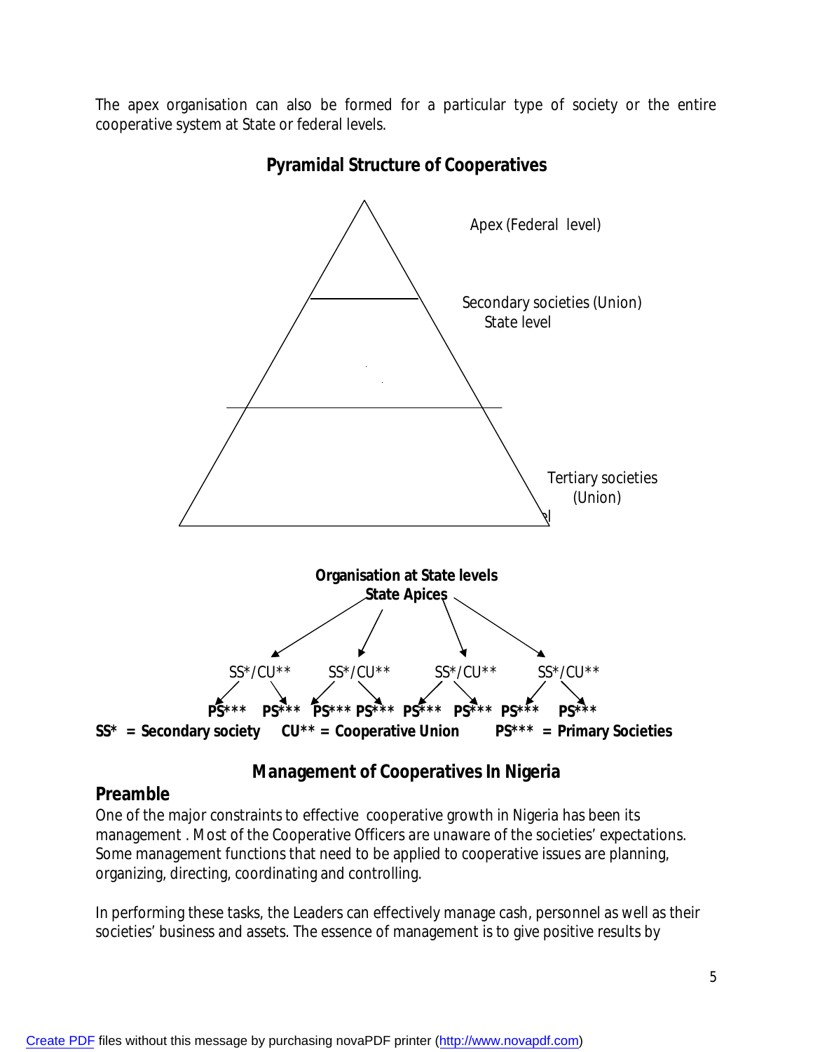The apex organisation can also be formed for a particular type of society or the entire cooperative system at State or federal levels.

**Pyramidal Structure of Cooperatives**

Apex (Federal level)

Secondary societies (Union)
State level

Tertiary societies
(Union)

**Organisation at State levels**
**State Apices**

SS*/CU**  SS*/CU**  SS*/CU**  SS*/CU**

**PS\*\*\*  PS\*\*\*  PS\*\*\*  PS\*\*\*  PS\*\*\*  PS\*\*\*  PS\*\*\*  PS\*\*\***

**SS* = Secondary society  CU** = Cooperative Union  PS*** = Primary Societies**

## Management of Cooperatives In Nigeria

### Preamble

One of the major constraints to effective cooperative growth in Nigeria has been its management . Most of the Cooperative Officers are unaware of the societies' expectations. Some management functions that need to be applied to cooperative issues are planning, organizing, directing, coordinating and controlling.

In performing these tasks, the Leaders can effectively manage cash, personnel as well as their societies' business and assets. The essence of management is to give positive results by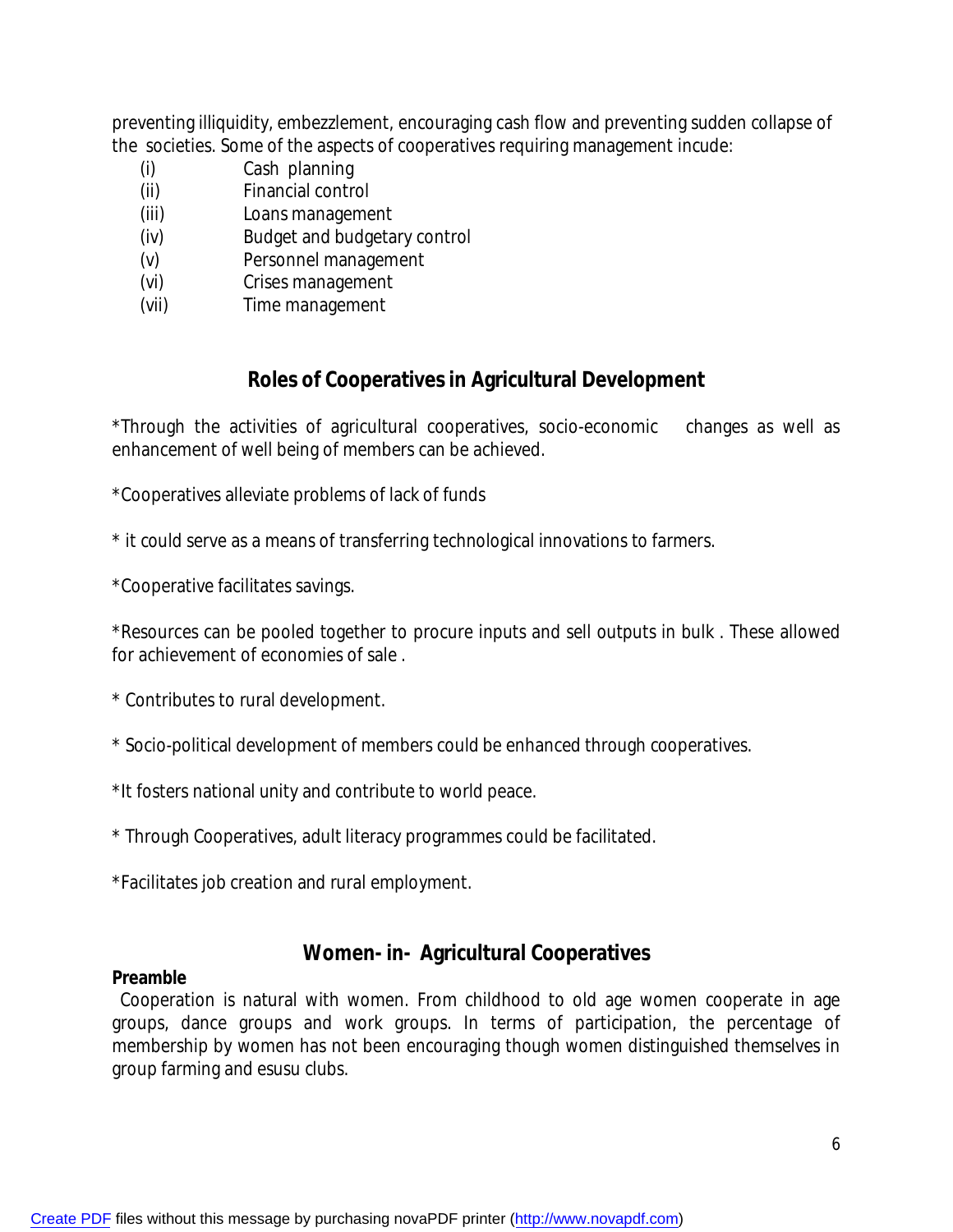preventing illiquidity, embezzlement, encouraging cash flow and preventing sudden collapse of the societies. Some of the aspects of cooperatives requiring management incude:

(i) Cash planning
(ii) Financial control
(iii) Loans management
(iv) Budget and budgetary control
(v) Personnel management
(vi) Crises management
(vii) Time management

## Roles of Cooperatives in Agricultural Development

*Through the activities of agricultural cooperatives, socio-economic changes as well as enhancement of well being of members can be achieved.

*Cooperatives alleviate problems of lack of funds

* it could serve as a means of transferring technological innovations to farmers.

*Cooperative facilitates savings.

*Resources can be pooled together to procure inputs and sell outputs in bulk . These allowed for achievement of economies of sale .

* Contributes to rural development.

* Socio-political development of members could be enhanced through cooperatives.

*It fosters national unity and contribute to world peace.

* Through Cooperatives, adult literacy programmes could be facilitated.

*Facilitates job creation and rural employment.

## Women- in- Agricultural Cooperatives

**Preamble**

Cooperation is natural with women. From childhood to old age women cooperate in age groups, dance groups and work groups. In terms of participation, the percentage of membership by women has not been encouraging though women distinguished themselves in group farming and esusu clubs.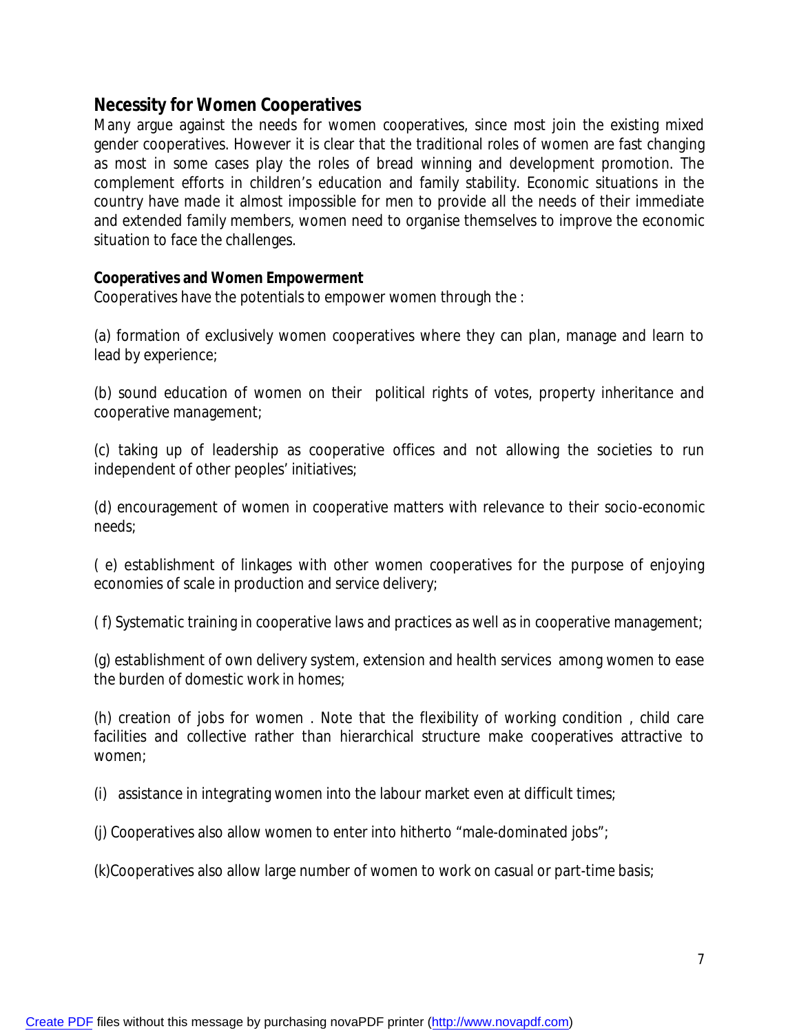## Necessity for Women Cooperatives

Many argue against the needs for women cooperatives, since most join the existing mixed gender cooperatives. However it is clear that the traditional roles of women are fast changing as most in some cases play the roles of bread winning and development promotion. The complement efforts in children's education and family stability. Economic situations in the country have made it almost impossible for men to provide all the needs of their immediate and extended family members, women need to organise themselves to improve the economic situation to face the challenges.

### Cooperatives and Women Empowerment

Cooperatives have the potentials to empower women through the :

(a) formation of exclusively women cooperatives where they can plan, manage and learn to lead by experience;

(b) sound education of women on their political rights of votes, property inheritance and cooperative management;

(c) taking up of leadership as cooperative offices and not allowing the societies to run independent of other peoples' initiatives;

(d) encouragement of women in cooperative matters with relevance to their socio-economic needs;

( e) establishment of linkages with other women cooperatives for the purpose of enjoying economies of scale in production and service delivery;

( f) Systematic training in cooperative laws and practices as well as in cooperative management;

(g) establishment of own delivery system, extension and health services among women to ease the burden of domestic work in homes;

(h) creation of jobs for women . Note that the flexibility of working condition , child care facilities and collective rather than hierarchical structure make cooperatives attractive to women;

(i) assistance in integrating women into the labour market even at difficult times;

(j) Cooperatives also allow women to enter into hitherto "male-dominated jobs";

(k)Cooperatives also allow large number of women to work on casual or part-time basis;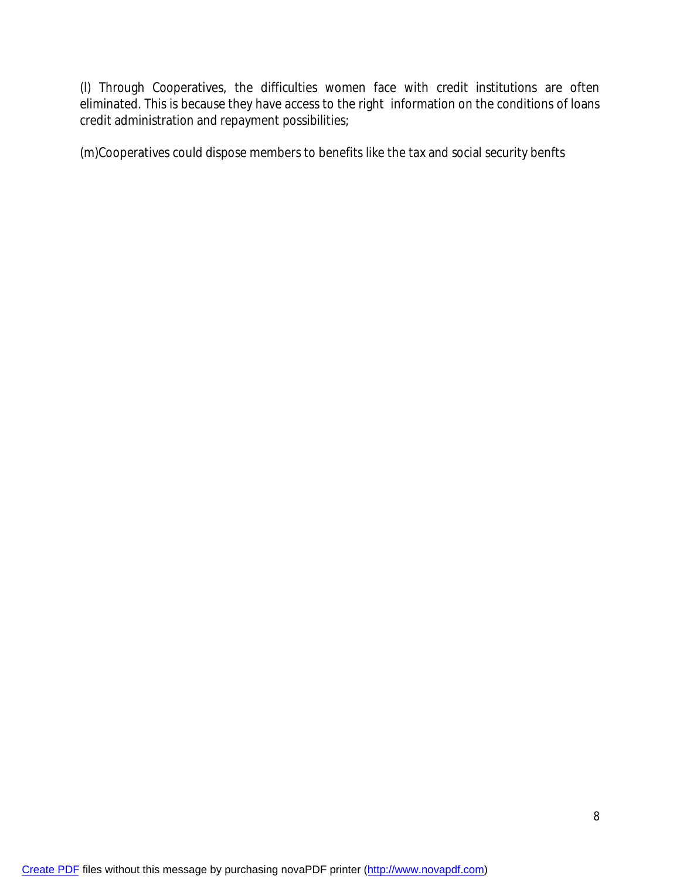(l) Through Cooperatives, the difficulties women face with credit institutions are often eliminated. This is because they have access to the right information on the conditions of loans credit administration and repayment possibilities;

(m)Cooperatives could dispose members to benefits like the tax and social security benfts